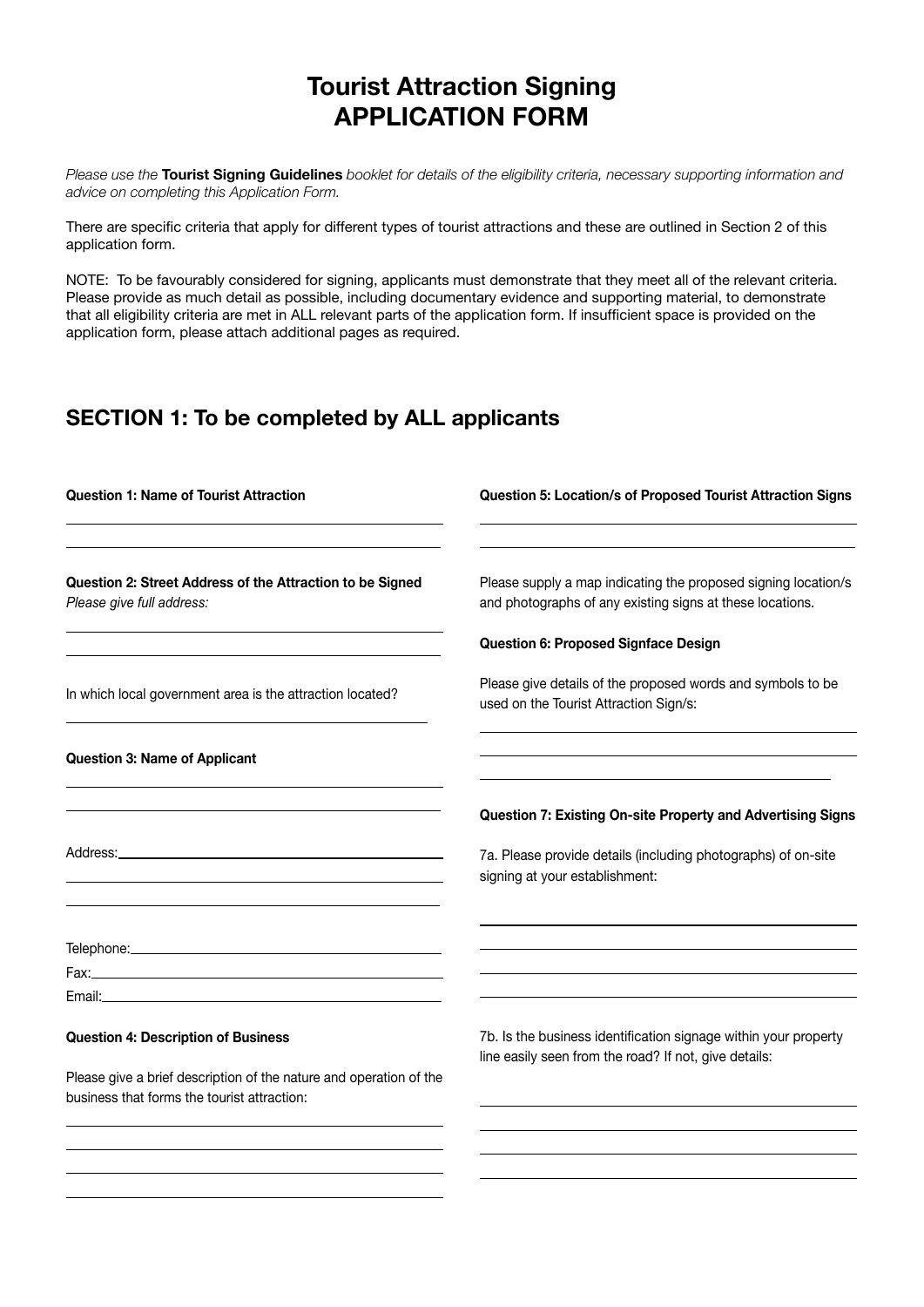# Tourist Attraction Signing APPLICATION FORM

*Please use the* ***Tourist Signing Guidelines*** *booklet for details of the eligibility criteria, necessary supporting information and advice on completing this Application Form.*

There are specific criteria that apply for different types of tourist attractions and these are outlined in Section 2 of this application form.

NOTE: To be favourably considered for signing, applicants must demonstrate that they meet all of the relevant criteria. Please provide as much detail as possible, including documentary evidence and supporting material, to demonstrate that all eligibility criteria are met in ALL relevant parts of the application form. If insufficient space is provided on the application form, please attach additional pages as required.

## SECTION 1: To be completed by ALL applicants

**Question 1: Name of Tourist Attraction**

______________________________________________

______________________________________________

**Question 2: Street Address of the Attraction to be Signed**

*Please give full address:*

______________________________________________

______________________________________________

In which local government area is the attraction located?

______________________________________________

**Question 3: Name of Applicant**

______________________________________________

______________________________________________

Address: ______________________________________

______________________________________________

______________________________________________

Telephone: ____________________________________

Fax: _________________________________________

Email: ________________________________________

**Question 4: Description of Business**

Please give a brief description of the nature and operation of the business that forms the tourist attraction:

______________________________________________

______________________________________________

______________________________________________

______________________________________________

**Question 5: Location/s of Proposed Tourist Attraction Signs**

______________________________________________

______________________________________________

Please supply a map indicating the proposed signing location/s and photographs of any existing signs at these locations.

**Question 6: Proposed Signface Design**

Please give details of the proposed words and symbols to be used on the Tourist Attraction Sign/s:

______________________________________________

______________________________________________

______________________________________________

**Question 7: Existing On-site Property and Advertising Signs**

7a. Please provide details (including photographs) of on-site signing at your establishment:

______________________________________________

______________________________________________

______________________________________________

______________________________________________

7b. Is the business identification signage within your property line easily seen from the road? If not, give details:

______________________________________________

______________________________________________

______________________________________________

______________________________________________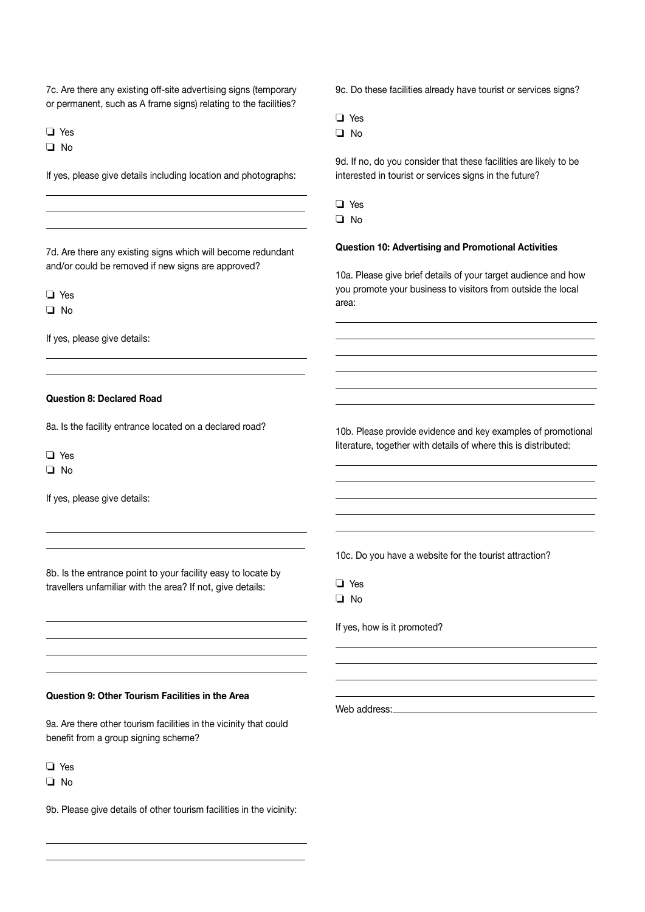7c. Are there any existing off-site advertising signs (temporary or permanent, such as A frame signs) relating to the facilities?

❏ Yes
❏ No

If yes, please give details including location and photographs:

\_\_\_\_\_\_\_\_\_\_\_\_\_\_\_\_\_\_\_\_\_\_\_\_\_\_\_\_\_\_\_\_\_\_\_\_\_\_\_\_

\_\_\_\_\_\_\_\_\_\_\_\_\_\_\_\_\_\_\_\_\_\_\_\_\_\_\_\_\_\_\_\_\_\_\_\_\_\_\_\_

\_\_\_\_\_\_\_\_\_\_\_\_\_\_\_\_\_\_\_\_\_\_\_\_\_\_\_\_\_\_\_\_\_\_\_\_\_\_\_\_

7d. Are there any existing signs which will become redundant and/or could be removed if new signs are approved?

❏ Yes
❏ No

If yes, please give details:

\_\_\_\_\_\_\_\_\_\_\_\_\_\_\_\_\_\_\_\_\_\_\_\_\_\_\_\_\_\_\_\_\_\_\_\_\_\_\_\_

\_\_\_\_\_\_\_\_\_\_\_\_\_\_\_\_\_\_\_\_\_\_\_\_\_\_\_\_\_\_\_\_\_\_\_\_\_\_\_\_

**Question 8: Declared Road**

8a. Is the facility entrance located on a declared road?

❏ Yes
❏ No

If yes, please give details:

\_\_\_\_\_\_\_\_\_\_\_\_\_\_\_\_\_\_\_\_\_\_\_\_\_\_\_\_\_\_\_\_\_\_\_\_\_\_\_\_

\_\_\_\_\_\_\_\_\_\_\_\_\_\_\_\_\_\_\_\_\_\_\_\_\_\_\_\_\_\_\_\_\_\_\_\_\_\_\_\_

8b. Is the entrance point to your facility easy to locate by travellers unfamiliar with the area? If not, give details:

\_\_\_\_\_\_\_\_\_\_\_\_\_\_\_\_\_\_\_\_\_\_\_\_\_\_\_\_\_\_\_\_\_\_\_\_\_\_\_\_

\_\_\_\_\_\_\_\_\_\_\_\_\_\_\_\_\_\_\_\_\_\_\_\_\_\_\_\_\_\_\_\_\_\_\_\_\_\_\_\_

\_\_\_\_\_\_\_\_\_\_\_\_\_\_\_\_\_\_\_\_\_\_\_\_\_\_\_\_\_\_\_\_\_\_\_\_\_\_\_\_

\_\_\_\_\_\_\_\_\_\_\_\_\_\_\_\_\_\_\_\_\_\_\_\_\_\_\_\_\_\_\_\_\_\_\_\_\_\_\_\_

**Question 9: Other Tourism Facilities in the Area**

9a. Are there other tourism facilities in the vicinity that could benefit from a group signing scheme?

❏ Yes
❏ No

9b. Please give details of other tourism facilities in the vicinity:

\_\_\_\_\_\_\_\_\_\_\_\_\_\_\_\_\_\_\_\_\_\_\_\_\_\_\_\_\_\_\_\_\_\_\_\_\_\_\_\_

\_\_\_\_\_\_\_\_\_\_\_\_\_\_\_\_\_\_\_\_\_\_\_\_\_\_\_\_\_\_\_\_\_\_\_\_\_\_\_\_

9c. Do these facilities already have tourist or services signs?

❏ Yes
❏ No

9d. If no, do you consider that these facilities are likely to be interested in tourist or services signs in the future?

❏ Yes
❏ No

**Question 10: Advertising and Promotional Activities**

10a. Please give brief details of your target audience and how you promote your business to visitors from outside the local area:

\_\_\_\_\_\_\_\_\_\_\_\_\_\_\_\_\_\_\_\_\_\_\_\_\_\_\_\_\_\_\_\_\_\_\_\_\_\_\_\_

\_\_\_\_\_\_\_\_\_\_\_\_\_\_\_\_\_\_\_\_\_\_\_\_\_\_\_\_\_\_\_\_\_\_\_\_\_\_\_\_

\_\_\_\_\_\_\_\_\_\_\_\_\_\_\_\_\_\_\_\_\_\_\_\_\_\_\_\_\_\_\_\_\_\_\_\_\_\_\_\_

\_\_\_\_\_\_\_\_\_\_\_\_\_\_\_\_\_\_\_\_\_\_\_\_\_\_\_\_\_\_\_\_\_\_\_\_\_\_\_\_

\_\_\_\_\_\_\_\_\_\_\_\_\_\_\_\_\_\_\_\_\_\_\_\_\_\_\_\_\_\_\_\_\_\_\_\_\_\_\_\_

\_\_\_\_\_\_\_\_\_\_\_\_\_\_\_\_\_\_\_\_\_\_\_\_\_\_\_\_\_\_\_\_\_\_\_\_\_\_\_\_

10b. Please provide evidence and key examples of promotional literature, together with details of where this is distributed:

\_\_\_\_\_\_\_\_\_\_\_\_\_\_\_\_\_\_\_\_\_\_\_\_\_\_\_\_\_\_\_\_\_\_\_\_\_\_\_\_

\_\_\_\_\_\_\_\_\_\_\_\_\_\_\_\_\_\_\_\_\_\_\_\_\_\_\_\_\_\_\_\_\_\_\_\_\_\_\_\_

\_\_\_\_\_\_\_\_\_\_\_\_\_\_\_\_\_\_\_\_\_\_\_\_\_\_\_\_\_\_\_\_\_\_\_\_\_\_\_\_

\_\_\_\_\_\_\_\_\_\_\_\_\_\_\_\_\_\_\_\_\_\_\_\_\_\_\_\_\_\_\_\_\_\_\_\_\_\_\_\_

\_\_\_\_\_\_\_\_\_\_\_\_\_\_\_\_\_\_\_\_\_\_\_\_\_\_\_\_\_\_\_\_\_\_\_\_\_\_\_\_

10c. Do you have a website for the tourist attraction?

❏ Yes
❏ No

If yes, how is it promoted?

\_\_\_\_\_\_\_\_\_\_\_\_\_\_\_\_\_\_\_\_\_\_\_\_\_\_\_\_\_\_\_\_\_\_\_\_\_\_\_\_

\_\_\_\_\_\_\_\_\_\_\_\_\_\_\_\_\_\_\_\_\_\_\_\_\_\_\_\_\_\_\_\_\_\_\_\_\_\_\_\_

\_\_\_\_\_\_\_\_\_\_\_\_\_\_\_\_\_\_\_\_\_\_\_\_\_\_\_\_\_\_\_\_\_\_\_\_\_\_\_\_

\_\_\_\_\_\_\_\_\_\_\_\_\_\_\_\_\_\_\_\_\_\_\_\_\_\_\_\_\_\_\_\_\_\_\_\_\_\_\_\_

Web address: \_\_\_\_\_\_\_\_\_\_\_\_\_\_\_\_\_\_\_\_\_\_\_\_\_\_\_\_\_\_\_\_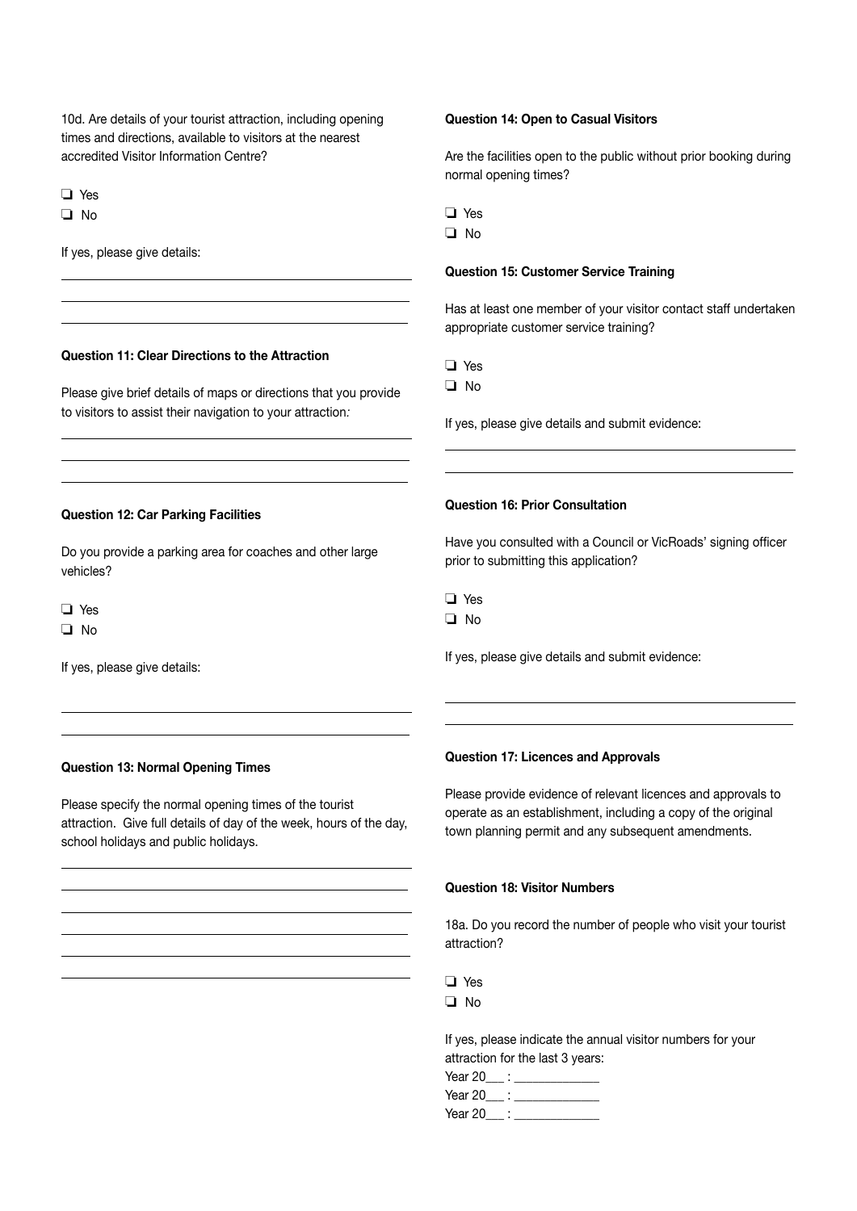10d. Are details of your tourist attraction, including opening times and directions, available to visitors at the nearest accredited Visitor Information Centre?

❏ Yes
❏ No

If yes, please give details:

______________________________________________

______________________________________________

______________________________________________

**Question 11: Clear Directions to the Attraction**

Please give brief details of maps or directions that you provide to visitors to assist their navigation to your attraction:

______________________________________________

______________________________________________

______________________________________________

**Question 12: Car Parking Facilities**

Do you provide a parking area for coaches and other large vehicles?

❏ Yes
❏ No

If yes, please give details:

______________________________________________

______________________________________________

**Question 13: Normal Opening Times**

Please specify the normal opening times of the tourist attraction. Give full details of day of the week, hours of the day, school holidays and public holidays.

______________________________________________

______________________________________________

______________________________________________

______________________________________________

______________________________________________

______________________________________________

**Question 14: Open to Casual Visitors**

Are the facilities open to the public without prior booking during normal opening times?

❏ Yes
❏ No

**Question 15: Customer Service Training**

Has at least one member of your visitor contact staff undertaken appropriate customer service training?

❏ Yes
❏ No

If yes, please give details and submit evidence:

______________________________________________

______________________________________________

**Question 16: Prior Consultation**

Have you consulted with a Council or VicRoads' signing officer prior to submitting this application?

❏ Yes
❏ No

If yes, please give details and submit evidence:

______________________________________________

______________________________________________

**Question 17: Licences and Approvals**

Please provide evidence of relevant licences and approvals to operate as an establishment, including a copy of the original town planning permit and any subsequent amendments.

**Question 18: Visitor Numbers**

18a. Do you record the number of people who visit your tourist attraction?

❏ Yes
❏ No

If yes, please indicate the annual visitor numbers for your attraction for the last 3 years:

Year 20___ : _____________
Year 20___ : _____________
Year 20___ : _____________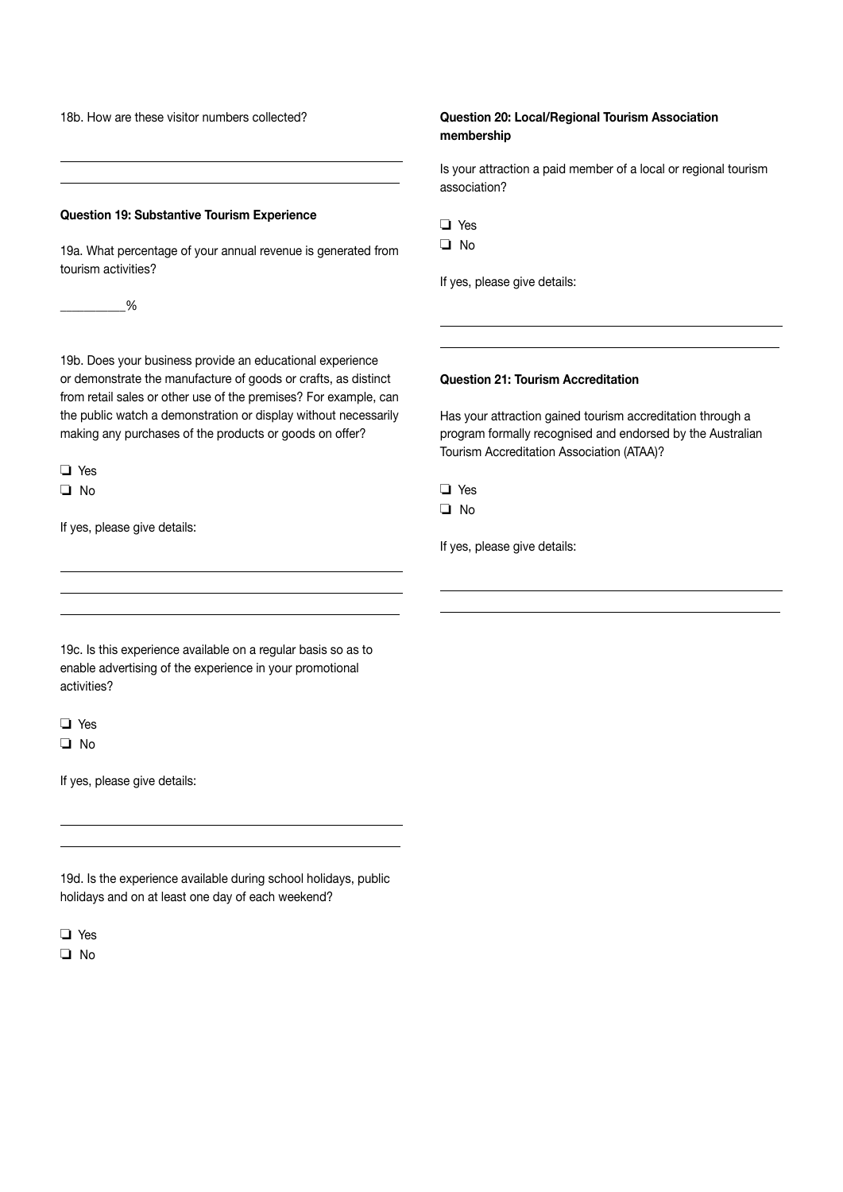18b. How are these visitor numbers collected?

\_\_\_\_\_\_\_\_\_\_\_\_\_\_\_\_\_\_\_\_\_\_\_\_\_\_\_\_\_\_\_\_\_\_\_\_\_\_\_\_

\_\_\_\_\_\_\_\_\_\_\_\_\_\_\_\_\_\_\_\_\_\_\_\_\_\_\_\_\_\_\_\_\_\_\_\_\_\_\_\_

**Question 19: Substantive Tourism Experience**

19a. What percentage of your annual revenue is generated from tourism activities?

__________%

19b. Does your business provide an educational experience or demonstrate the manufacture of goods or crafts, as distinct from retail sales or other use of the premises? For example, can the public watch a demonstration or display without necessarily making any purchases of the products or goods on offer?

❏ Yes
❏ No

If yes, please give details:

\_\_\_\_\_\_\_\_\_\_\_\_\_\_\_\_\_\_\_\_\_\_\_\_\_\_\_\_\_\_\_\_\_\_\_\_\_\_\_\_

\_\_\_\_\_\_\_\_\_\_\_\_\_\_\_\_\_\_\_\_\_\_\_\_\_\_\_\_\_\_\_\_\_\_\_\_\_\_\_\_

\_\_\_\_\_\_\_\_\_\_\_\_\_\_\_\_\_\_\_\_\_\_\_\_\_\_\_\_\_\_\_\_\_\_\_\_\_\_\_\_

19c. Is this experience available on a regular basis so as to enable advertising of the experience in your promotional activities?

❏ Yes
❏ No

If yes, please give details:

\_\_\_\_\_\_\_\_\_\_\_\_\_\_\_\_\_\_\_\_\_\_\_\_\_\_\_\_\_\_\_\_\_\_\_\_\_\_\_\_

\_\_\_\_\_\_\_\_\_\_\_\_\_\_\_\_\_\_\_\_\_\_\_\_\_\_\_\_\_\_\_\_\_\_\_\_\_\_\_\_

19d. Is the experience available during school holidays, public holidays and on at least one day of each weekend?

❏ Yes
❏ No

**Question 20: Local/Regional Tourism Association membership**

Is your attraction a paid member of a local or regional tourism association?

❏ Yes
❏ No

If yes, please give details:

\_\_\_\_\_\_\_\_\_\_\_\_\_\_\_\_\_\_\_\_\_\_\_\_\_\_\_\_\_\_\_\_\_\_\_\_\_\_\_\_

\_\_\_\_\_\_\_\_\_\_\_\_\_\_\_\_\_\_\_\_\_\_\_\_\_\_\_\_\_\_\_\_\_\_\_\_\_\_\_\_

**Question 21: Tourism Accreditation**

Has your attraction gained tourism accreditation through a program formally recognised and endorsed by the Australian Tourism Accreditation Association (ATAA)?

❏ Yes
❏ No

If yes, please give details:

\_\_\_\_\_\_\_\_\_\_\_\_\_\_\_\_\_\_\_\_\_\_\_\_\_\_\_\_\_\_\_\_\_\_\_\_\_\_\_\_

\_\_\_\_\_\_\_\_\_\_\_\_\_\_\_\_\_\_\_\_\_\_\_\_\_\_\_\_\_\_\_\_\_\_\_\_\_\_\_\_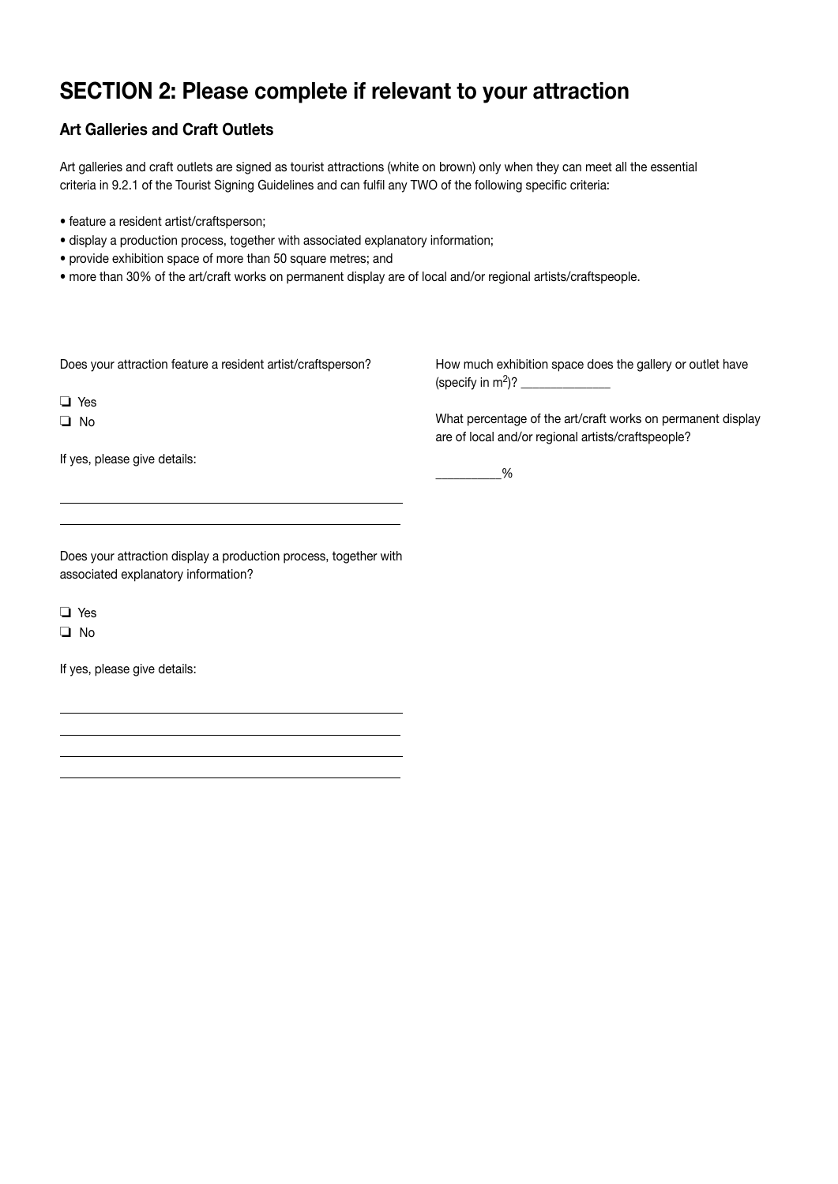# SECTION 2: Please complete if relevant to your attraction

## Art Galleries and Craft Outlets

Art galleries and craft outlets are signed as tourist attractions (white on brown) only when they can meet all the essential criteria in 9.2.1 of the Tourist Signing Guidelines and can fulfil any TWO of the following specific criteria:

- feature a resident artist/craftsperson;
- display a production process, together with associated explanatory information;
- provide exhibition space of more than 50 square metres; and
- more than 30% of the art/craft works on permanent display are of local and/or regional artists/craftspeople.

Does your attraction feature a resident artist/craftsperson?

❏ Yes
❏ No

If yes, please give details:

\_\_\_\_\_\_\_\_\_\_\_\_\_\_\_\_\_\_\_\_\_\_\_\_\_\_\_\_\_\_\_\_\_\_\_\_\_\_\_\_\_\_

\_\_\_\_\_\_\_\_\_\_\_\_\_\_\_\_\_\_\_\_\_\_\_\_\_\_\_\_\_\_\_\_\_\_\_\_\_\_\_\_\_\_

Does your attraction display a production process, together with associated explanatory information?

❏ Yes
❏ No

If yes, please give details:

\_\_\_\_\_\_\_\_\_\_\_\_\_\_\_\_\_\_\_\_\_\_\_\_\_\_\_\_\_\_\_\_\_\_\_\_\_\_\_\_\_\_

\_\_\_\_\_\_\_\_\_\_\_\_\_\_\_\_\_\_\_\_\_\_\_\_\_\_\_\_\_\_\_\_\_\_\_\_\_\_\_\_\_\_

\_\_\_\_\_\_\_\_\_\_\_\_\_\_\_\_\_\_\_\_\_\_\_\_\_\_\_\_\_\_\_\_\_\_\_\_\_\_\_\_\_\_

\_\_\_\_\_\_\_\_\_\_\_\_\_\_\_\_\_\_\_\_\_\_\_\_\_\_\_\_\_\_\_\_\_\_\_\_\_\_\_\_\_\_

How much exhibition space does the gallery or outlet have (specify in $m^2$)? \_\_\_\_\_\_\_\_\_\_\_\_\_\_

What percentage of the art/craft works on permanent display are of local and/or regional artists/craftspeople?

\_\_\_\_\_\_\_\_\_\_%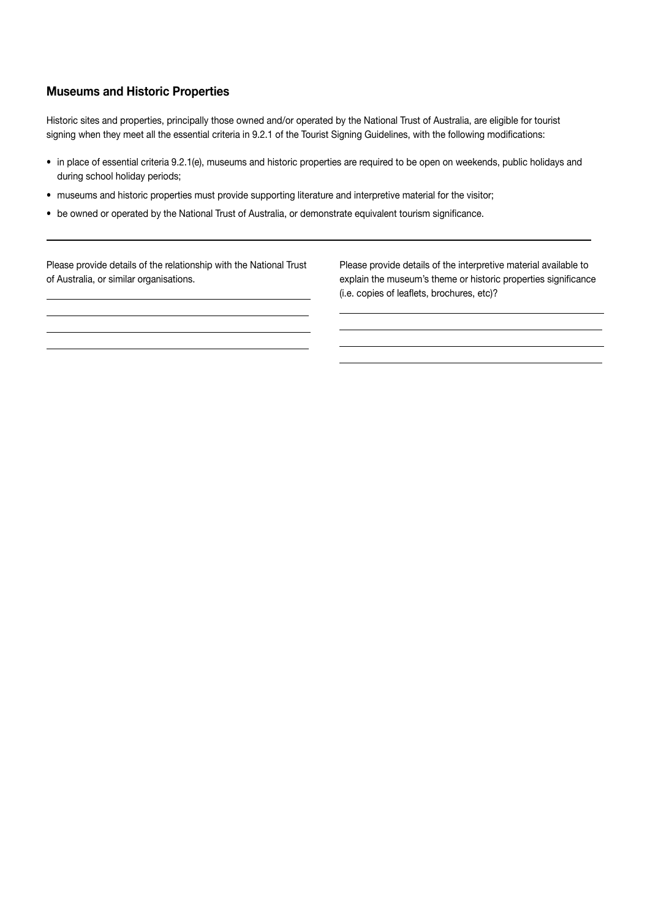## Museums and Historic Properties

Historic sites and properties, principally those owned and/or operated by the National Trust of Australia, are eligible for tourist signing when they meet all the essential criteria in 9.2.1 of the Tourist Signing Guidelines, with the following modifications:

- in place of essential criteria 9.2.1(e), museums and historic properties are required to be open on weekends, public holidays and during school holiday periods;
- museums and historic properties must provide supporting literature and interpretive material for the visitor;
- be owned or operated by the National Trust of Australia, or demonstrate equivalent tourism significance.

---

Please provide details of the relationship with the National Trust of Australia, or similar organisations.

\_\_\_\_\_\_\_\_\_\_\_\_\_\_\_\_\_\_\_\_\_\_\_\_\_\_\_\_\_\_\_\_\_\_\_\_\_\_\_\_

\_\_\_\_\_\_\_\_\_\_\_\_\_\_\_\_\_\_\_\_\_\_\_\_\_\_\_\_\_\_\_\_\_\_\_\_\_\_\_\_

\_\_\_\_\_\_\_\_\_\_\_\_\_\_\_\_\_\_\_\_\_\_\_\_\_\_\_\_\_\_\_\_\_\_\_\_\_\_\_\_

\_\_\_\_\_\_\_\_\_\_\_\_\_\_\_\_\_\_\_\_\_\_\_\_\_\_\_\_\_\_\_\_\_\_\_\_\_\_\_\_

Please provide details of the interpretive material available to explain the museum's theme or historic properties significance (i.e. copies of leaflets, brochures, etc)?

\_\_\_\_\_\_\_\_\_\_\_\_\_\_\_\_\_\_\_\_\_\_\_\_\_\_\_\_\_\_\_\_\_\_\_\_\_\_\_\_

\_\_\_\_\_\_\_\_\_\_\_\_\_\_\_\_\_\_\_\_\_\_\_\_\_\_\_\_\_\_\_\_\_\_\_\_\_\_\_\_

\_\_\_\_\_\_\_\_\_\_\_\_\_\_\_\_\_\_\_\_\_\_\_\_\_\_\_\_\_\_\_\_\_\_\_\_\_\_\_\_

\_\_\_\_\_\_\_\_\_\_\_\_\_\_\_\_\_\_\_\_\_\_\_\_\_\_\_\_\_\_\_\_\_\_\_\_\_\_\_\_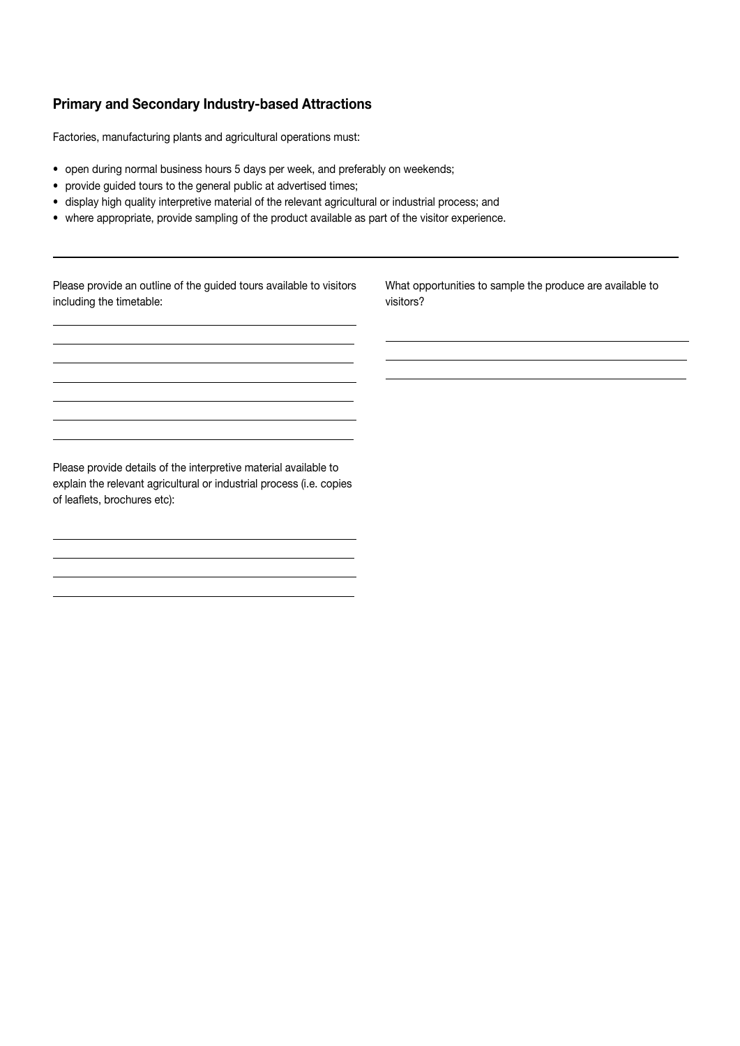## Primary and Secondary Industry-based Attractions

Factories, manufacturing plants and agricultural operations must:

- open during normal business hours 5 days per week, and preferably on weekends;
- provide guided tours to the general public at advertised times;
- display high quality interpretive material of the relevant agricultural or industrial process; and
- where appropriate, provide sampling of the product available as part of the visitor experience.

---

Please provide an outline of the guided tours available to visitors including the timetable:

Please provide details of the interpretive material available to explain the relevant agricultural or industrial process (i.e. copies of leaflets, brochures etc):

What opportunities to sample the produce are available to visitors?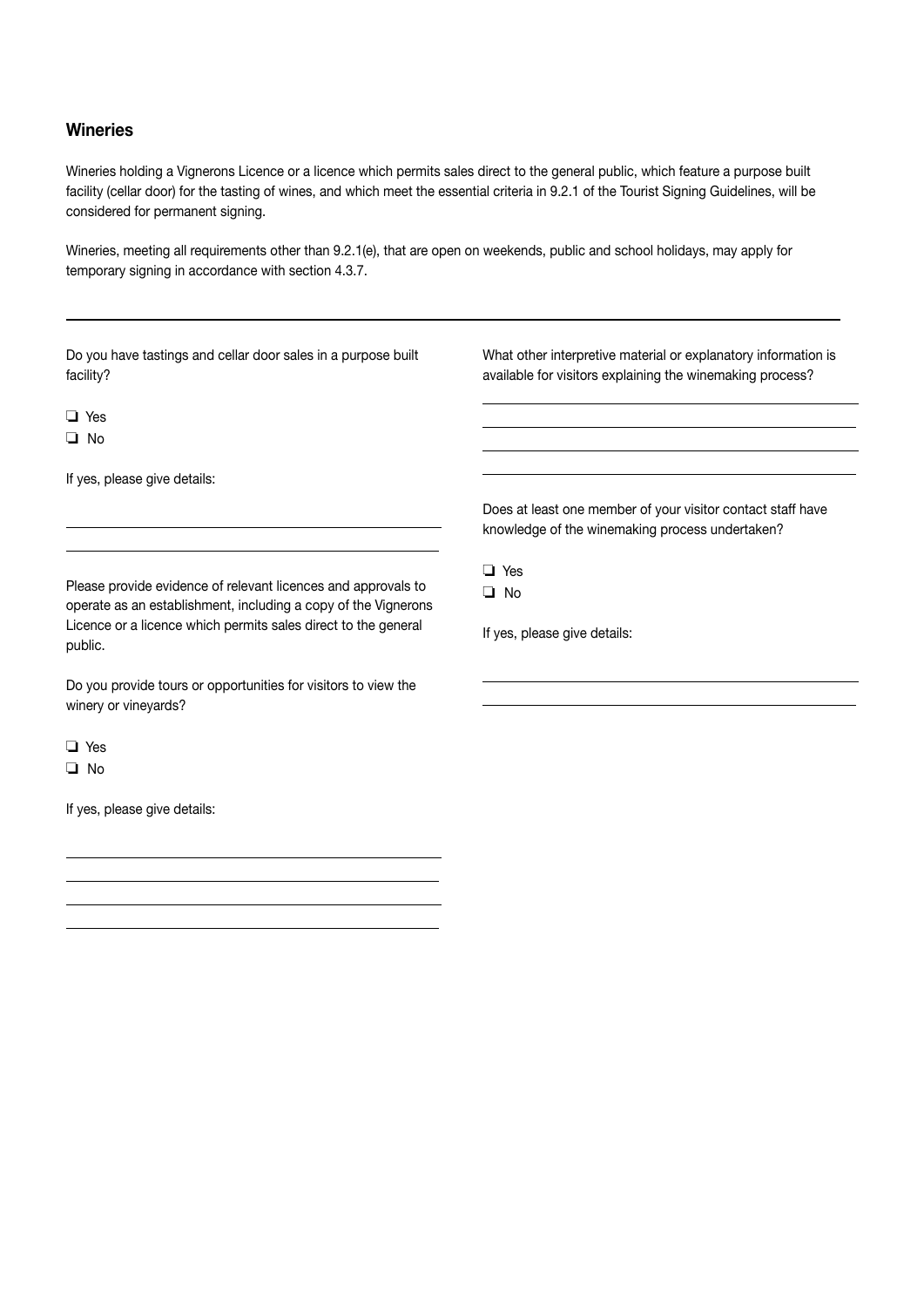## Wineries

Wineries holding a Vignerons Licence or a licence which permits sales direct to the general public, which feature a purpose built facility (cellar door) for the tasting of wines, and which meet the essential criteria in 9.2.1 of the Tourist Signing Guidelines, will be considered for permanent signing.

Wineries, meeting all requirements other than 9.2.1(e), that are open on weekends, public and school holidays, may apply for temporary signing in accordance with section 4.3.7.

---

Do you have tastings and cellar door sales in a purpose built facility?

- ❑ Yes
- ❑ No

If yes, please give details:

\_\_\_\_\_\_\_\_\_\_\_\_\_\_\_\_\_\_\_\_\_\_\_\_\_\_\_\_\_\_\_\_\_\_\_\_\_\_\_\_

\_\_\_\_\_\_\_\_\_\_\_\_\_\_\_\_\_\_\_\_\_\_\_\_\_\_\_\_\_\_\_\_\_\_\_\_\_\_\_\_

Please provide evidence of relevant licences and approvals to operate as an establishment, including a copy of the Vignerons Licence or a licence which permits sales direct to the general public.

Do you provide tours or opportunities for visitors to view the winery or vineyards?

- ❑ Yes
- ❑ No

If yes, please give details:

\_\_\_\_\_\_\_\_\_\_\_\_\_\_\_\_\_\_\_\_\_\_\_\_\_\_\_\_\_\_\_\_\_\_\_\_\_\_\_\_

\_\_\_\_\_\_\_\_\_\_\_\_\_\_\_\_\_\_\_\_\_\_\_\_\_\_\_\_\_\_\_\_\_\_\_\_\_\_\_\_

\_\_\_\_\_\_\_\_\_\_\_\_\_\_\_\_\_\_\_\_\_\_\_\_\_\_\_\_\_\_\_\_\_\_\_\_\_\_\_\_

\_\_\_\_\_\_\_\_\_\_\_\_\_\_\_\_\_\_\_\_\_\_\_\_\_\_\_\_\_\_\_\_\_\_\_\_\_\_\_\_

What other interpretive material or explanatory information is available for visitors explaining the winemaking process?

\_\_\_\_\_\_\_\_\_\_\_\_\_\_\_\_\_\_\_\_\_\_\_\_\_\_\_\_\_\_\_\_\_\_\_\_\_\_\_\_

\_\_\_\_\_\_\_\_\_\_\_\_\_\_\_\_\_\_\_\_\_\_\_\_\_\_\_\_\_\_\_\_\_\_\_\_\_\_\_\_

\_\_\_\_\_\_\_\_\_\_\_\_\_\_\_\_\_\_\_\_\_\_\_\_\_\_\_\_\_\_\_\_\_\_\_\_\_\_\_\_

\_\_\_\_\_\_\_\_\_\_\_\_\_\_\_\_\_\_\_\_\_\_\_\_\_\_\_\_\_\_\_\_\_\_\_\_\_\_\_\_

Does at least one member of your visitor contact staff have knowledge of the winemaking process undertaken?

- ❑ Yes
- ❑ No

If yes, please give details:

\_\_\_\_\_\_\_\_\_\_\_\_\_\_\_\_\_\_\_\_\_\_\_\_\_\_\_\_\_\_\_\_\_\_\_\_\_\_\_\_

\_\_\_\_\_\_\_\_\_\_\_\_\_\_\_\_\_\_\_\_\_\_\_\_\_\_\_\_\_\_\_\_\_\_\_\_\_\_\_\_